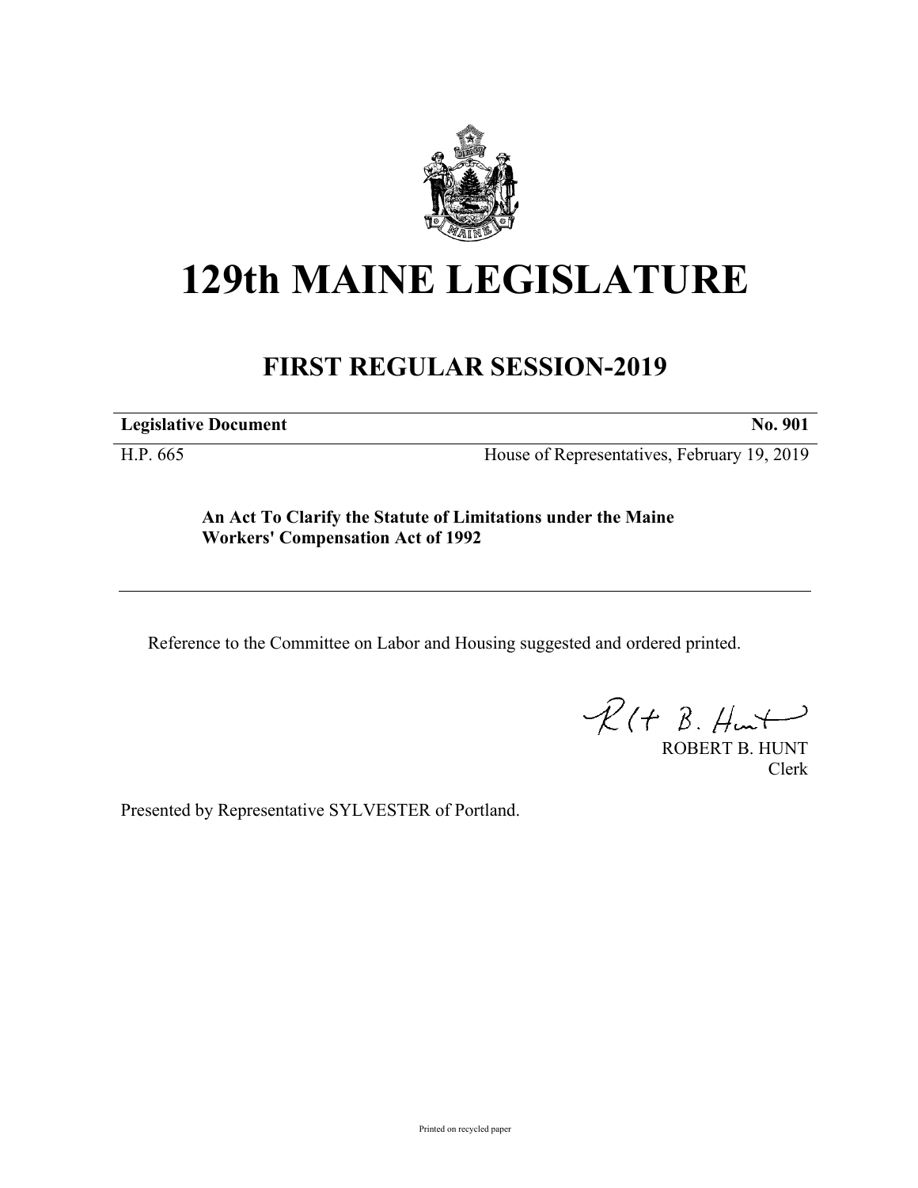# 129th MAINE LEGISLATURE

## FIRST REGULAR SESSION-2019

**Legislative Document** **No. 901**

H.P. 665 House of Representatives, February 19, 2019

**An Act To Clarify the Statute of Limitations under the Maine Workers' Compensation Act of 1992**

---

Reference to the Committee on Labor and Housing suggested and ordered printed.

ROBERT B. HUNT
Clerk

Presented by Representative SYLVESTER of Portland.

Printed on recycled paper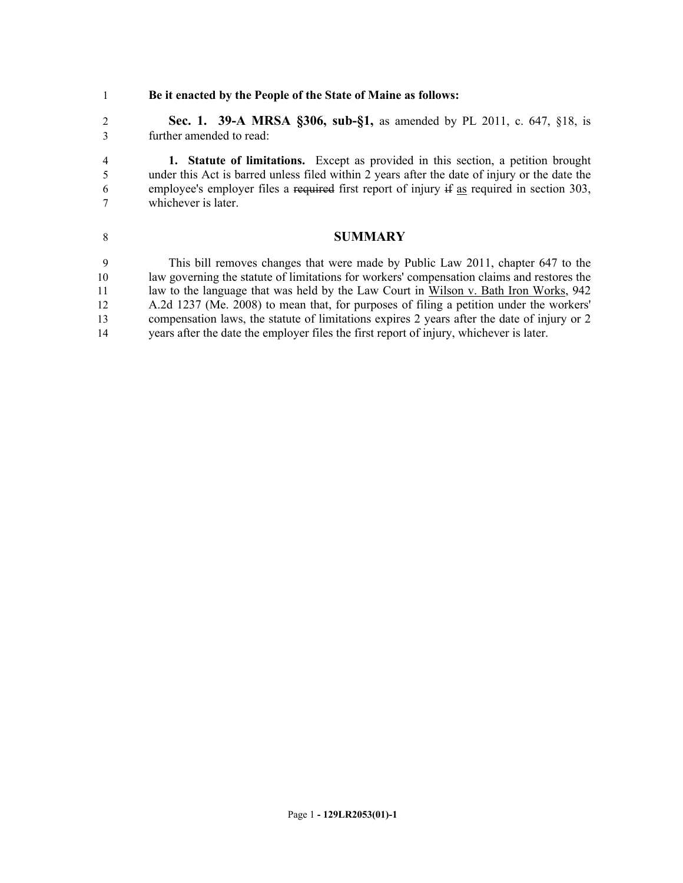**Be it enacted by the People of the State of Maine as follows:**

**Sec. 1. 39-A MRSA §306, sub-§1,** as amended by PL 2011, c. 647, §18, is further amended to read:

**1. Statute of limitations.** Except as provided in this section, a petition brought under this Act is barred unless filed within 2 years after the date of injury or the date the employee's employer files a ~~required~~ first report of injury ~~if~~ as required in section 303, whichever is later.

## SUMMARY

This bill removes changes that were made by Public Law 2011, chapter 647 to the law governing the statute of limitations for workers' compensation claims and restores the law to the language that was held by the Law Court in Wilson v. Bath Iron Works, 942 A.2d 1237 (Me. 2008) to mean that, for purposes of filing a petition under the workers' compensation laws, the statute of limitations expires 2 years after the date of injury or 2 years after the date the employer files the first report of injury, whichever is later.